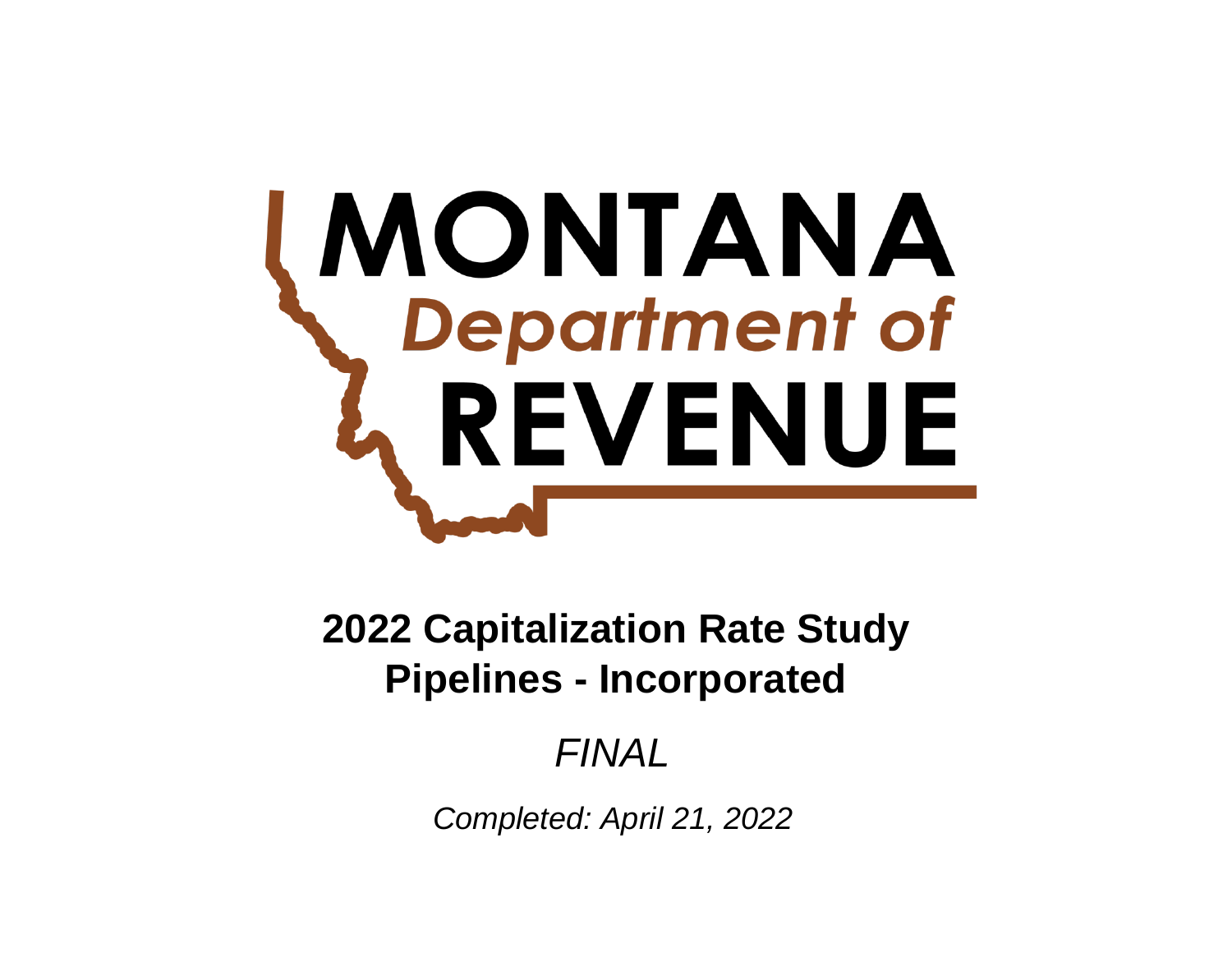MONTANA

*Department of*

REVENUE

# 2022 Capitalization Rate Study
# Pipelines - Incorporated

*FINAL*

*Completed: April 21, 2022*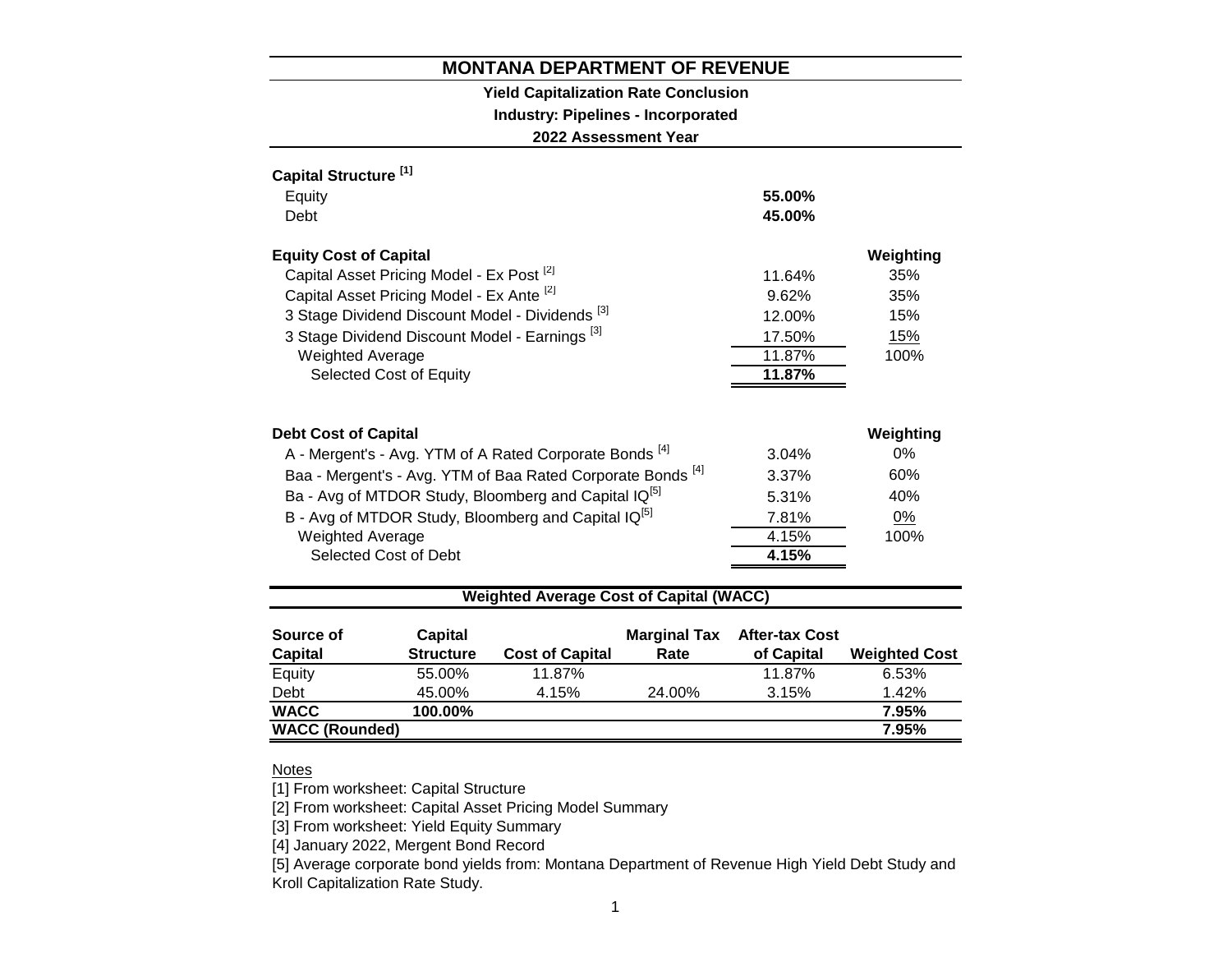# MONTANA DEPARTMENT OF REVENUE

## Yield Capitalization Rate Conclusion

### Industry: Pipelines - Incorporated

### 2022 Assessment Year

| Capital Structure [1] | | |
|---|---|---|
| Equity | **55.00%** | |
| Debt | **45.00%** | |

| Equity Cost of Capital | | Weighting |
|---|---|---|
| Capital Asset Pricing Model - Ex Post [2] | 11.64% | 35% |
| Capital Asset Pricing Model - Ex Ante [2] | 9.62% | 35% |
| 3 Stage Dividend Discount Model - Dividends [3] | 12.00% | 15% |
| 3 Stage Dividend Discount Model - Earnings [3] | 17.50% | 15% |
| Weighted Average | 11.87% | 100% |
| Selected Cost of Equity | **11.87%** | |

| Debt Cost of Capital | | Weighting |
|---|---|---|
| A - Mergent's - Avg. YTM of A Rated Corporate Bonds [4] | 3.04% | 0% |
| Baa - Mergent's - Avg. YTM of Baa Rated Corporate Bonds [4] | 3.37% | 60% |
| Ba - Avg of MTDOR Study, Bloomberg and Capital IQ[5] | 5.31% | 40% |
| B - Avg of MTDOR Study, Bloomberg and Capital IQ[5] | 7.81% | 0% |
| Weighted Average | 4.15% | 100% |
| Selected Cost of Debt | **4.15%** | |

### Weighted Average Cost of Capital (WACC)

| Source of Capital | Capital Structure | Cost of Capital | Marginal Tax Rate | After-tax Cost of Capital | Weighted Cost |
|---|---|---|---|---|---|
| Equity | 55.00% | 11.87% | | 11.87% | 6.53% |
| Debt | 45.00% | 4.15% | 24.00% | 3.15% | 1.42% |
| **WACC** | **100.00%** | | | | **7.95%** |
| **WACC (Rounded)** | | | | | **7.95%** |

Notes

[1] From worksheet: Capital Structure

[2] From worksheet: Capital Asset Pricing Model Summary

[3] From worksheet: Yield Equity Summary

[4] January 2022, Mergent Bond Record

[5] Average corporate bond yields from: Montana Department of Revenue High Yield Debt Study and Kroll Capitalization Rate Study.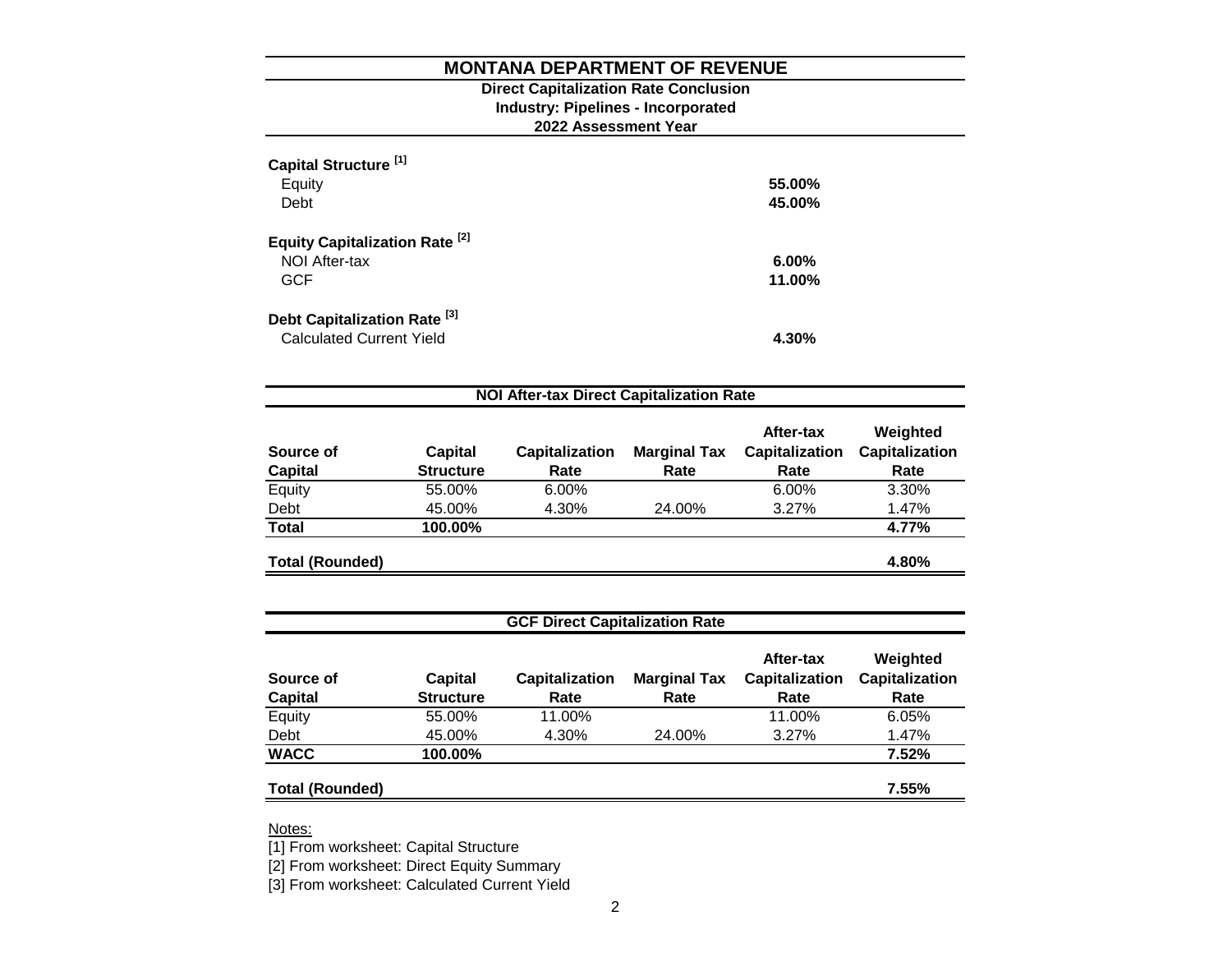# MONTANA DEPARTMENT OF REVENUE

## Direct Capitalization Rate Conclusion

### Industry: Pipelines - Incorporated

### 2022 Assessment Year

**Capital Structure [1]**

| | |
|---|---|
| Equity | **55.00%** |
| Debt | **45.00%** |

**Equity Capitalization Rate [2]**

| | |
|---|---|
| NOI After-tax | **6.00%** |
| GCF | **11.00%** |

**Debt Capitalization Rate [3]**

| | |
|---|---|
| Calculated Current Yield | **4.30%** |

**NOI After-tax Direct Capitalization Rate**

| Source of Capital | Capital Structure | Capitalization Rate | Marginal Tax Rate | After-tax Capitalization Rate | Weighted Capitalization Rate |
|---|---|---|---|---|---|
| Equity | 55.00% | 6.00% | | 6.00% | 3.30% |
| Debt | 45.00% | 4.30% | 24.00% | 3.27% | 1.47% |
| **Total** | **100.00%** | | | | **4.77%** |
| **Total (Rounded)** | | | | | **4.80%** |

**GCF Direct Capitalization Rate**

| Source of Capital | Capital Structure | Capitalization Rate | Marginal Tax Rate | After-tax Capitalization Rate | Weighted Capitalization Rate |
|---|---|---|---|---|---|
| Equity | 55.00% | 11.00% | | 11.00% | 6.05% |
| Debt | 45.00% | 4.30% | 24.00% | 3.27% | 1.47% |
| **WACC** | **100.00%** | | | | **7.52%** |
| **Total (Rounded)** | | | | | **7.55%** |

Notes:

[1] From worksheet: Capital Structure

[2] From worksheet: Direct Equity Summary

[3] From worksheet: Calculated Current Yield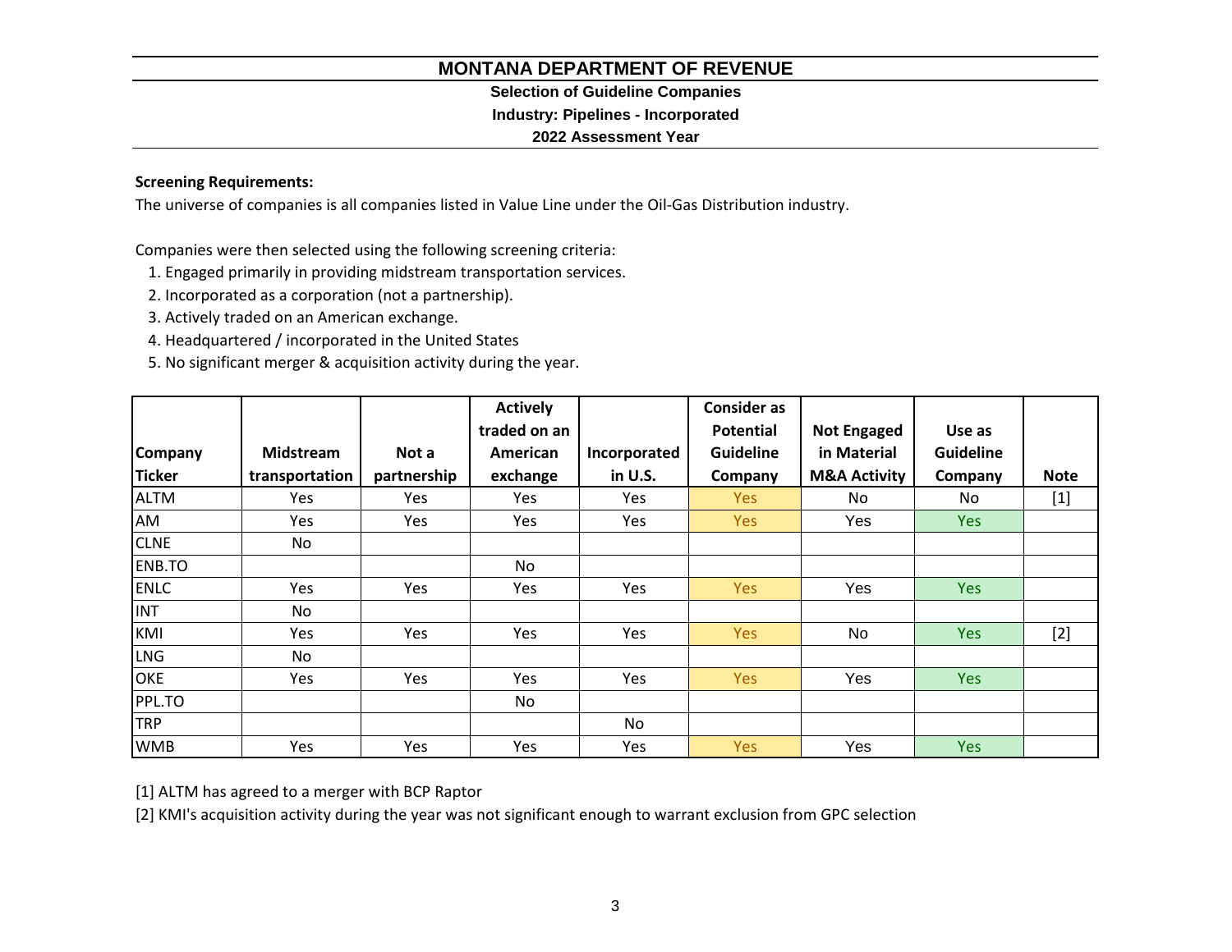# MONTANA DEPARTMENT OF REVENUE

## Selection of Guideline Companies

### Industry: Pipelines - Incorporated

### 2022 Assessment Year

**Screening Requirements:**

The universe of companies is all companies listed in Value Line under the Oil-Gas Distribution industry.

Companies were then selected using the following screening criteria:

1. Engaged primarily in providing midstream transportation services.
2. Incorporated as a corporation (not a partnership).
3. Actively traded on an American exchange.
4. Headquartered / incorporated in the United States
5. No significant merger & acquisition activity during the year.

| Company Ticker | Midstream transportation | Not a partnership | Actively traded on an American exchange | Incorporated in U.S. | Consider as Potential Guideline Company | Not Engaged in Material M&A Activity | Use as Guideline Company | Note |
|---|---|---|---|---|---|---|---|---|
| ALTM | Yes | Yes | Yes | Yes | Yes | No | No | [1] |
| AM | Yes | Yes | Yes | Yes | Yes | Yes | Yes | |
| CLNE | No | | | | | | | |
| ENB.TO | | | No | | | | | |
| ENLC | Yes | Yes | Yes | Yes | Yes | Yes | Yes | |
| INT | No | | | | | | | |
| KMI | Yes | Yes | Yes | Yes | Yes | No | Yes | [2] |
| LNG | No | | | | | | | |
| OKE | Yes | Yes | Yes | Yes | Yes | Yes | Yes | |
| PPL.TO | | | No | | | | | |
| TRP | | | | No | | | | |
| WMB | Yes | Yes | Yes | Yes | Yes | Yes | Yes | |

[1] ALTM has agreed to a merger with BCP Raptor

[2] KMI's acquisition activity during the year was not significant enough to warrant exclusion from GPC selection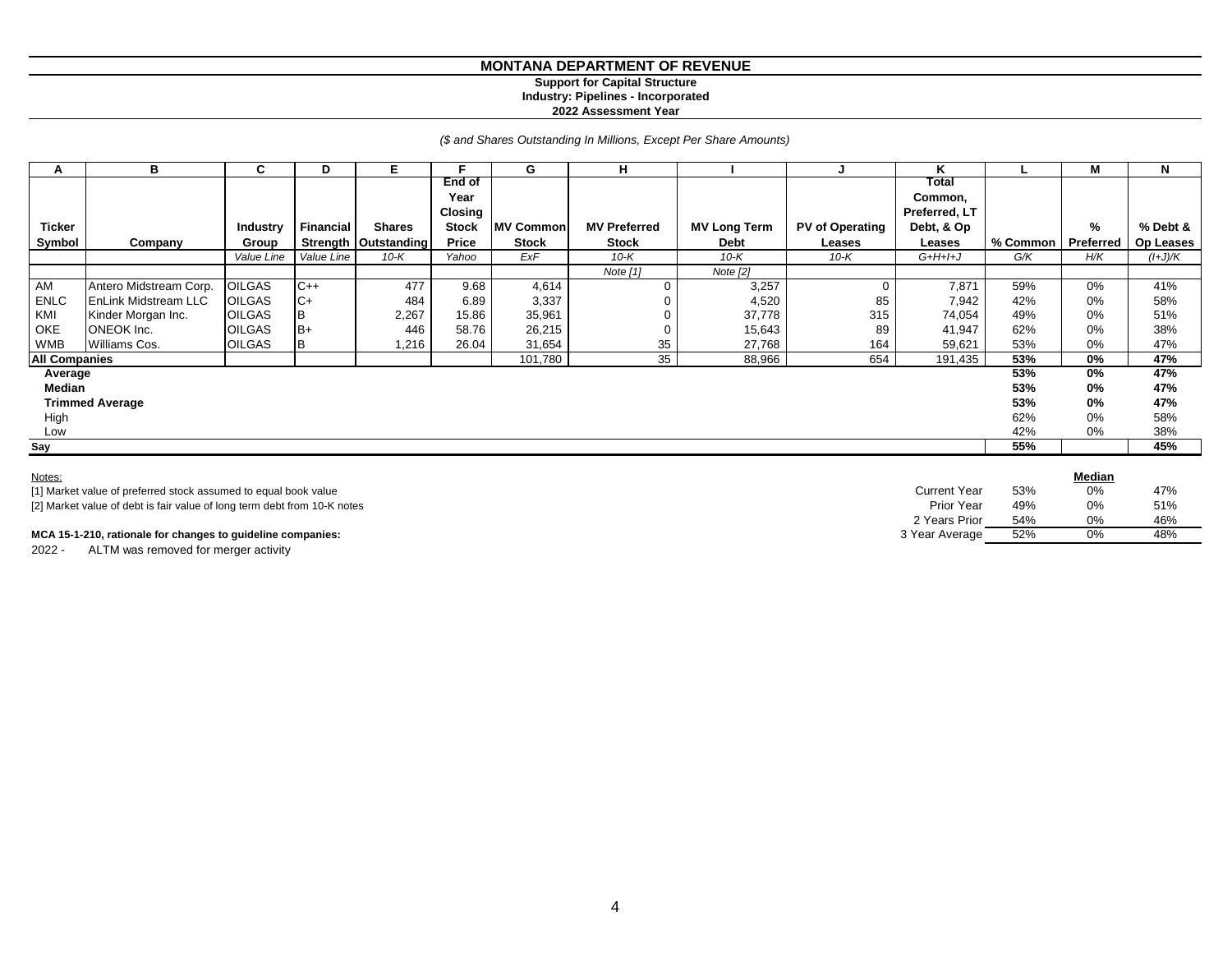# MONTANA DEPARTMENT OF REVENUE

**Support for Capital Structure**
**Industry: Pipelines - Incorporated**
**2022 Assessment Year**

*($ and Shares Outstanding In Millions, Except Per Share Amounts)*

| A | B | C | D | E | F | G | H | I | J | K | L | M | N |
|---|---|---|---|---|---|---|---|---|---|---|---|---|---|
| Ticker Symbol | Company | Industry Group | Financial Strength | Shares Outstanding | End of Year Closing Stock Price | MV Common Stock | MV Preferred Stock | MV Long Term Debt | PV of Operating Leases | Total Common, Preferred, LT Debt, & Op Leases | % Common | % Preferred | % Debt & Op Leases |
| | | *Value Line* | *Value Line* | *10-K* | *Yahoo* | *ExF* | *10-K* | *10-K* | *10-K* | *G+H+I+J* | *G/K* | *H/K* | *(I+J)/K* |
| | | | | | | | *Note [1]* | *Note [2]* | | | | | |
| AM | Antero Midstream Corp. | OILGAS | C++ | 477 | 9.68 | 4,614 | 0 | 3,257 | 0 | 7,871 | 59% | 0% | 41% |
| ENLC | EnLink Midstream LLC | OILGAS | C+ | 484 | 6.89 | 3,337 | 0 | 4,520 | 85 | 7,942 | 42% | 0% | 58% |
| KMI | Kinder Morgan Inc. | OILGAS | B | 2,267 | 15.86 | 35,961 | 0 | 37,778 | 315 | 74,054 | 49% | 0% | 51% |
| OKE | ONEOK Inc. | OILGAS | B+ | 446 | 58.76 | 26,215 | 0 | 15,643 | 89 | 41,947 | 62% | 0% | 38% |
| WMB | Williams Cos. | OILGAS | B | 1,216 | 26.04 | 31,654 | 35 | 27,768 | 164 | 59,621 | 53% | 0% | 47% |
| **All Companies** | | | | | | 101,780 | 35 | 88,966 | 654 | 191,435 | **53%** | **0%** | **47%** |
| **Average** | | | | | | | | | | | **53%** | **0%** | **47%** |
| **Median** | | | | | | | | | | | **53%** | **0%** | **47%** |
| **Trimmed Average** | | | | | | | | | | | **53%** | **0%** | **47%** |
| High | | | | | | | | | | | 62% | 0% | 58% |
| Low | | | | | | | | | | | 42% | 0% | 38% |
| **Say** | | | | | | | | | | | **55%** | | **45%** |

Notes:
[1] Market value of preferred stock assumed to equal book value
[2] Market value of debt is fair value of long term debt from 10-K notes

| | | **Median** | |
|---|---|---|---|
| Current Year | 53% | 0% | 47% |
| Prior Year | 49% | 0% | 51% |
| 2 Years Prior | 54% | 0% | 46% |
| 3 Year Average | 52% | 0% | 48% |

**MCA 15-1-210, rationale for changes to guideline companies:**
2022 - ALTM was removed for merger activity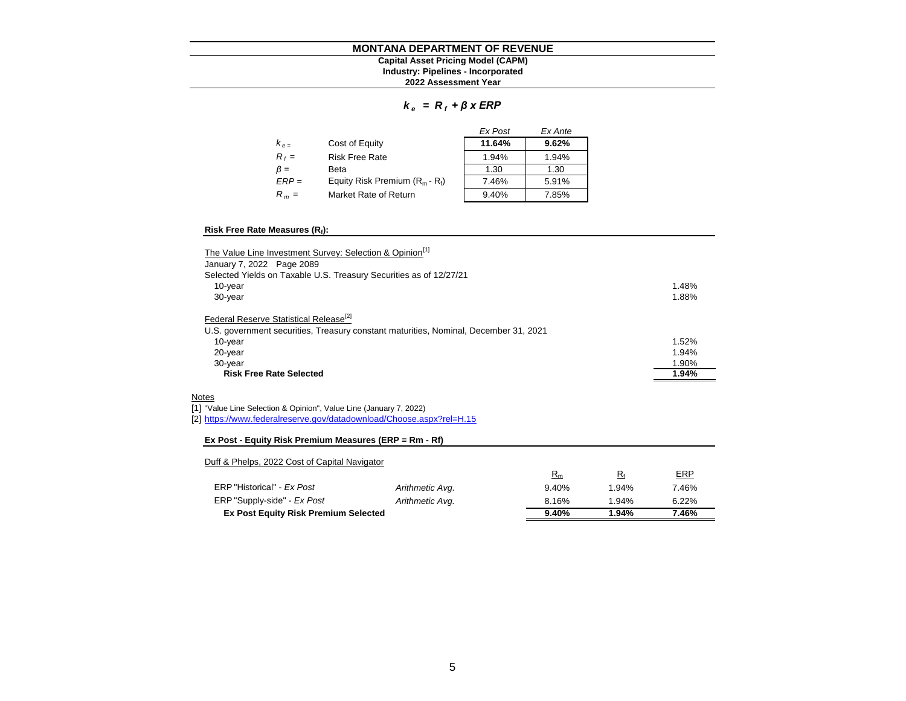# MONTANA DEPARTMENT OF REVENUE

**Capital Asset Pricing Model (CAPM)**
**Industry: Pipelines - Incorporated**
**2022 Assessment Year**

$$k_e = R_f + \beta \times ERP$$

| | | *Ex Post* | *Ex Ante* |
|---|---|---|---|
| $k_e =$ | Cost of Equity | **11.64%** | **9.62%** |
| $R_f =$ | Risk Free Rate | 1.94% | 1.94% |
| $\beta =$ | Beta | 1.30 | 1.30 |
| $ERP =$ | Equity Risk Premium ($R_m$ - $R_f$) | 7.46% | 5.91% |
| $R_m =$ | Market Rate of Return | 9.40% | 7.85% |

**Risk Free Rate Measures ($R_f$):**

| | |
|---|---|
| The Value Line Investment Survey: Selection & Opinion[1] | |
| January 7, 2022 Page 2089 | |
| Selected Yields on Taxable U.S. Treasury Securities as of 12/27/21 | |
| 10-year | 1.48% |
| 30-year | 1.88% |
| | |
| Federal Reserve Statistical Release[2] | |
| U.S. government securities, Treasury constant maturities, Nominal, December 31, 2021 | |
| 10-year | 1.52% |
| 20-year | 1.94% |
| 30-year | 1.90% |
| **Risk Free Rate Selected** | **1.94%** |

Notes

[1] "Value Line Selection & Opinion", Value Line (January 7, 2022)

[2] https://www.federalreserve.gov/datadownload/Choose.aspx?rel=H.15

**Ex Post - Equity Risk Premium Measures (ERP = Rm - Rf)**

Duff & Phelps, 2022 Cost of Capital Navigator

| | | $R_m$ | $R_f$ | ERP |
|---|---|---|---|---|
| ERP "Historical" - *Ex Post* | *Arithmetic Avg.* | 9.40% | 1.94% | 7.46% |
| ERP "Supply-side" - *Ex Post* | *Arithmetic Avg.* | 8.16% | 1.94% | 6.22% |
| **Ex Post Equity Risk Premium Selected** | | **9.40%** | **1.94%** | **7.46%** |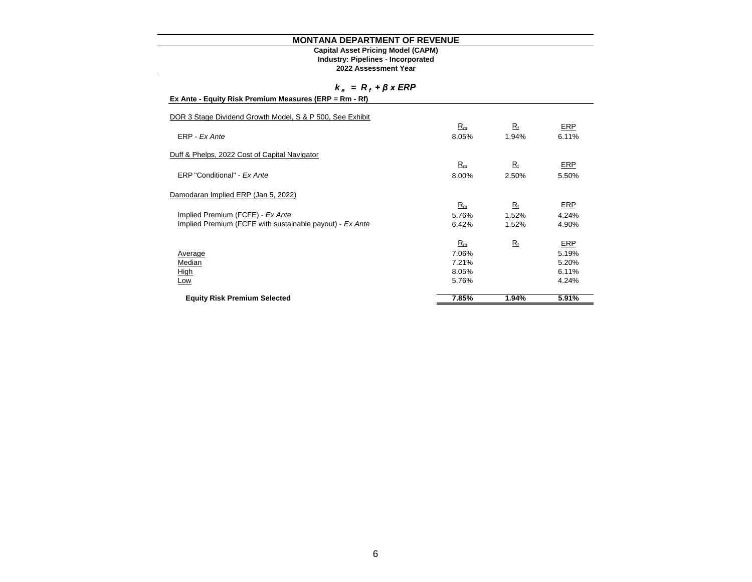# MONTANA DEPARTMENT OF REVENUE

**Capital Asset Pricing Model (CAPM)**
**Industry: Pipelines - Incorporated**
**2022 Assessment Year**

$$k_e = R_f + \beta \times ERP$$

**Ex Ante - Equity Risk Premium Measures (ERP = Rm - Rf)**

| | $R_m$ | $R_f$ | ERP |
|---|---|---|---|
| DOR 3 Stage Dividend Growth Model, S & P 500, See Exhibit | | | |
| ERP - *Ex Ante* | 8.05% | 1.94% | 6.11% |
| Duff & Phelps, 2022 Cost of Capital Navigator | | | |
| ERP "Conditional" - *Ex Ante* | 8.00% | 2.50% | 5.50% |
| Damodaran Implied ERP (Jan 5, 2022) | | | |
| Implied Premium (FCFE) - *Ex Ante* | 5.76% | 1.52% | 4.24% |
| Implied Premium (FCFE with sustainable payout) - *Ex Ante* | 6.42% | 1.52% | 4.90% |

| | $R_m$ | $R_f$ | ERP |
|---|---|---|---|
| Average | 7.06% | | 5.19% |
| Median | 7.21% | | 5.20% |
| High | 8.05% | | 6.11% |
| Low | 5.76% | | 4.24% |
| **Equity Risk Premium Selected** | **7.85%** | **1.94%** | **5.91%** |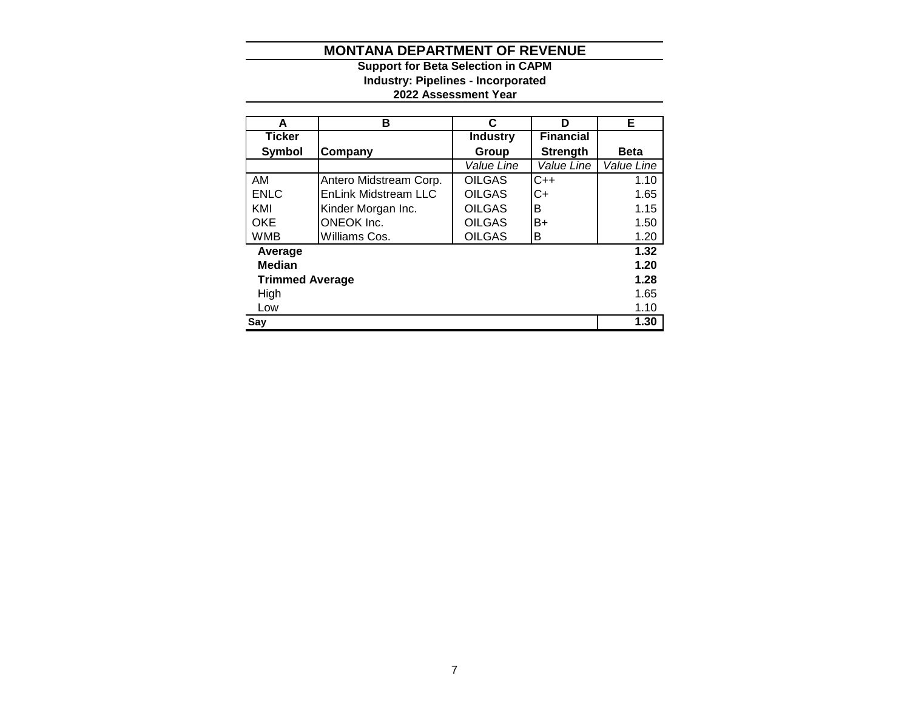# MONTANA DEPARTMENT OF REVENUE

**Support for Beta Selection in CAPM**
**Industry: Pipelines - Incorporated**
**2022 Assessment Year**

| A | B | C | D | E |
|---|---|---|---|---|
| **Ticker Symbol** | **Company** | **Industry Group** | **Financial Strength** | **Beta** |
| | | *Value Line* | *Value Line* | *Value Line* |
| AM | Antero Midstream Corp. | OILGAS | C++ | 1.10 |
| ENLC | EnLink Midstream LLC | OILGAS | C+ | 1.65 |
| KMI | Kinder Morgan Inc. | OILGAS | B | 1.15 |
| OKE | ONEOK Inc. | OILGAS | B+ | 1.50 |
| WMB | Williams Cos. | OILGAS | B | 1.20 |
| **Average** | | | | **1.32** |
| **Median** | | | | **1.20** |
| **Trimmed Average** | | | | **1.28** |
| High | | | | 1.65 |
| Low | | | | 1.10 |
| **Say** | | | | **1.30** |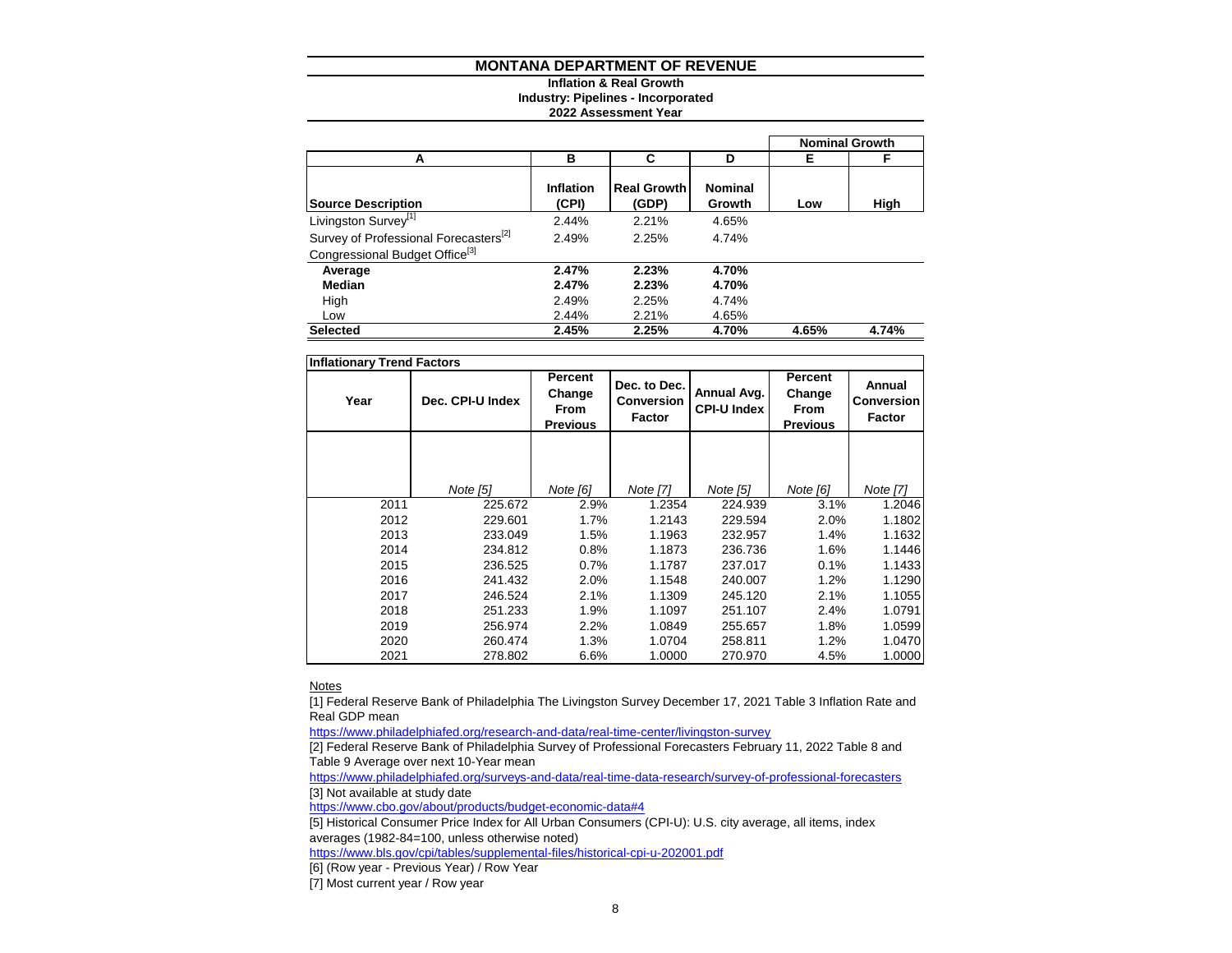# MONTANA DEPARTMENT OF REVENUE

**Inflation & Real Growth**
**Industry: Pipelines - Incorporated**
**2022 Assessment Year**

| | | | | Nominal Growth | |
|---|---|---|---|---|---|
| **A** | **B** | **C** | **D** | **E** | **F** |
| **Source Description** | **Inflation (CPI)** | **Real Growth (GDP)** | **Nominal Growth** | **Low** | **High** |
| Livingston Survey[1] | 2.44% | 2.21% | 4.65% | | |
| Survey of Professional Forecasters[2] | 2.49% | 2.25% | 4.74% | | |
| Congressional Budget Office[3] | | | | | |
| **Average** | **2.47%** | **2.23%** | **4.70%** | | |
| **Median** | **2.47%** | **2.23%** | **4.70%** | | |
| High | 2.49% | 2.25% | 4.74% | | |
| Low | 2.44% | 2.21% | 4.65% | | |
| **Selected** | **2.45%** | **2.25%** | **4.70%** | **4.65%** | **4.74%** |

**Inflationary Trend Factors**

| Year | Dec. CPI-U Index | Percent Change From Previous | Dec. to Dec. Conversion Factor | Annual Avg. CPI-U Index | Percent Change From Previous | Annual Conversion Factor |
|---|---|---|---|---|---|---|
| | *Note [5]* | *Note [6]* | *Note [7]* | *Note [5]* | *Note [6]* | *Note [7]* |
| 2011 | 225.672 | 2.9% | 1.2354 | 224.939 | 3.1% | 1.2046 |
| 2012 | 229.601 | 1.7% | 1.2143 | 229.594 | 2.0% | 1.1802 |
| 2013 | 233.049 | 1.5% | 1.1963 | 232.957 | 1.4% | 1.1632 |
| 2014 | 234.812 | 0.8% | 1.1873 | 236.736 | 1.6% | 1.1446 |
| 2015 | 236.525 | 0.7% | 1.1787 | 237.017 | 0.1% | 1.1433 |
| 2016 | 241.432 | 2.0% | 1.1548 | 240.007 | 1.2% | 1.1290 |
| 2017 | 246.524 | 2.1% | 1.1309 | 245.120 | 2.1% | 1.1055 |
| 2018 | 251.233 | 1.9% | 1.1097 | 251.107 | 2.4% | 1.0791 |
| 2019 | 256.974 | 2.2% | 1.0849 | 255.657 | 1.8% | 1.0599 |
| 2020 | 260.474 | 1.3% | 1.0704 | 258.811 | 1.2% | 1.0470 |
| 2021 | 278.802 | 6.6% | 1.0000 | 270.970 | 4.5% | 1.0000 |

Notes

[1] Federal Reserve Bank of Philadelphia The Livingston Survey December 17, 2021 Table 3 Inflation Rate and Real GDP mean

https://www.philadelphiafed.org/research-and-data/real-time-center/livingston-survey

[2] Federal Reserve Bank of Philadelphia Survey of Professional Forecasters February 11, 2022 Table 8 and Table 9 Average over next 10-Year mean

https://www.philadelphiafed.org/surveys-and-data/real-time-data-research/survey-of-professional-forecasters

[3] Not available at study date

https://www.cbo.gov/about/products/budget-economic-data#4

[5] Historical Consumer Price Index for All Urban Consumers (CPI-U): U.S. city average, all items, index averages (1982-84=100, unless otherwise noted)

https://www.bls.gov/cpi/tables/supplemental-files/historical-cpi-u-202001.pdf

[6] (Row year - Previous Year) / Row Year

[7] Most current year / Row year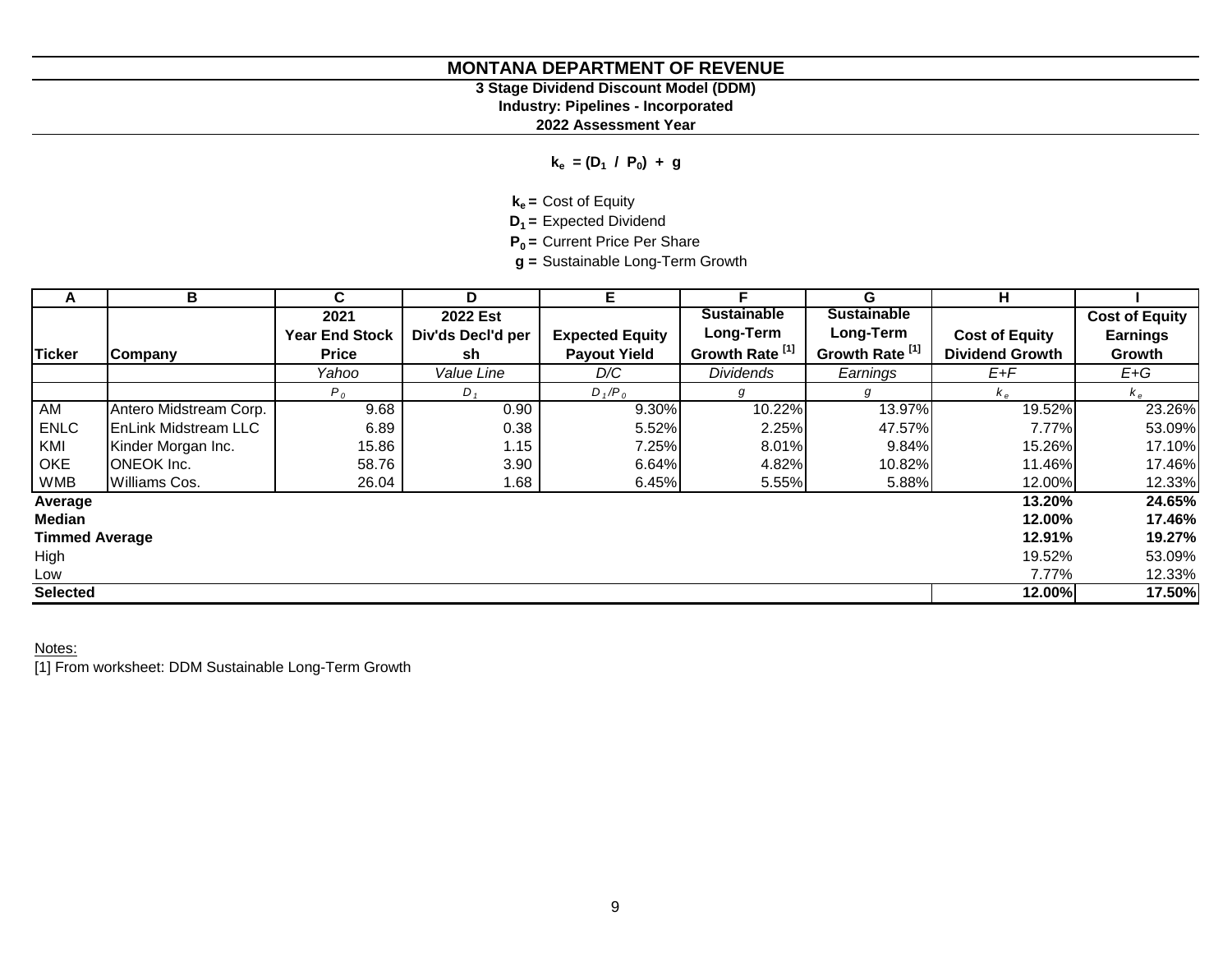# MONTANA DEPARTMENT OF REVENUE

**3 Stage Dividend Discount Model (DDM)**

**Industry: Pipelines - Incorporated**

**2022 Assessment Year**

$$k_e = (D_1 / P_0) + g$$

**$k_e$ =** Cost of Equity

**$D_1$ =** Expected Dividend

**$P_0$ =** Current Price Per Share

**g =** Sustainable Long-Term Growth

| A | B | C | D | E | F | G | H | I |
|---|---|---|---|---|---|---|---|---|
| **Ticker** | **Company** | **2021 Year End Stock Price** | **2022 Est Div'ds Decl'd per sh** | **Expected Equity Payout Yield** | **Sustainable Long-Term Growth Rate [1]** | **Sustainable Long-Term Growth Rate [1]** | **Cost of Equity Dividend Growth** | **Cost of Equity Earnings Growth** |
| | | *Yahoo* | *Value Line* | *D/C* | *Dividends* | *Earnings* | *E+F* | *E+G* |
| | | $P_0$ | $D_1$ | $D_1/P_0$ | $g$ | $g$ | $k_e$ | $k_e$ |
| AM | Antero Midstream Corp. | 9.68 | 0.90 | 9.30% | 10.22% | 13.97% | 19.52% | 23.26% |
| ENLC | EnLink Midstream LLC | 6.89 | 0.38 | 5.52% | 2.25% | 47.57% | 7.77% | 53.09% |
| KMI | Kinder Morgan Inc. | 15.86 | 1.15 | 7.25% | 8.01% | 9.84% | 15.26% | 17.10% |
| OKE | ONEOK Inc. | 58.76 | 3.90 | 6.64% | 4.82% | 10.82% | 11.46% | 17.46% |
| WMB | Williams Cos. | 26.04 | 1.68 | 6.45% | 5.55% | 5.88% | 12.00% | 12.33% |
| **Average** | | | | | | | **13.20%** | **24.65%** |
| **Median** | | | | | | | **12.00%** | **17.46%** |
| **Timmed Average** | | | | | | | **12.91%** | **19.27%** |
| High | | | | | | | 19.52% | 53.09% |
| Low | | | | | | | 7.77% | 12.33% |
| **Selected** | | | | | | | **12.00%** | **17.50%** |

Notes:

[1] From worksheet: DDM Sustainable Long-Term Growth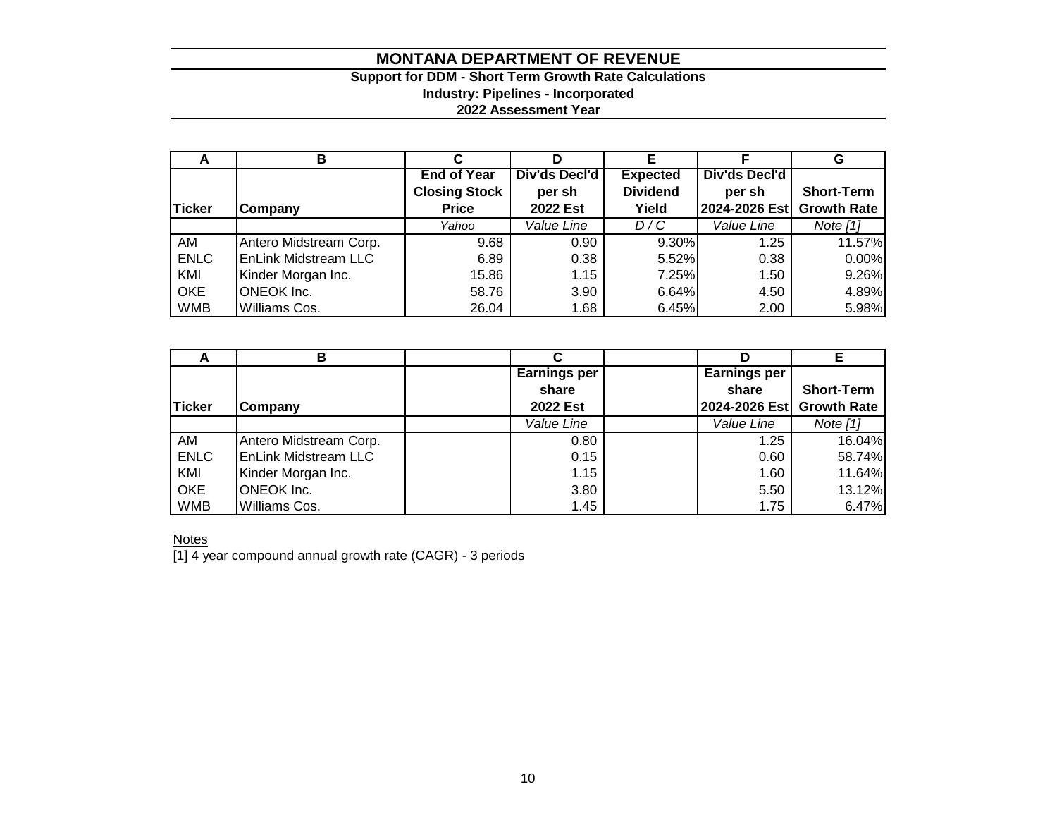# MONTANA DEPARTMENT OF REVENUE

## Support for DDM - Short Term Growth Rate Calculations

### Industry: Pipelines - Incorporated

### 2022 Assessment Year

| A | B | C | D | E | F | G |
|---|---|---|---|---|---|---|
| **Ticker** | **Company** | **End of Year Closing Stock Price** | **Div'ds Decl'd per sh 2022 Est** | **Expected Dividend Yield** | **Div'ds Decl'd per sh 2024-2026 Est** | **Short-Term Growth Rate** |
| | | *Yahoo* | *Value Line* | *D / C* | *Value Line* | *Note [1]* |
| AM | Antero Midstream Corp. | 9.68 | 0.90 | 9.30% | 1.25 | 11.57% |
| ENLC | EnLink Midstream LLC | 6.89 | 0.38 | 5.52% | 0.38 | 0.00% |
| KMI | Kinder Morgan Inc. | 15.86 | 1.15 | 7.25% | 1.50 | 9.26% |
| OKE | ONEOK Inc. | 58.76 | 3.90 | 6.64% | 4.50 | 4.89% |
| WMB | Williams Cos. | 26.04 | 1.68 | 6.45% | 2.00 | 5.98% |

| A | B | | C | | D | E |
|---|---|---|---|---|---|---|
| **Ticker** | **Company** | | **Earnings per share 2022 Est** | | **Earnings per share 2024-2026 Est** | **Short-Term Growth Rate** |
| | | | *Value Line* | | *Value Line* | *Note [1]* |
| AM | Antero Midstream Corp. | | 0.80 | | 1.25 | 16.04% |
| ENLC | EnLink Midstream LLC | | 0.15 | | 0.60 | 58.74% |
| KMI | Kinder Morgan Inc. | | 1.15 | | 1.60 | 11.64% |
| OKE | ONEOK Inc. | | 3.80 | | 5.50 | 13.12% |
| WMB | Williams Cos. | | 1.45 | | 1.75 | 6.47% |

Notes

[1] 4 year compound annual growth rate (CAGR) - 3 periods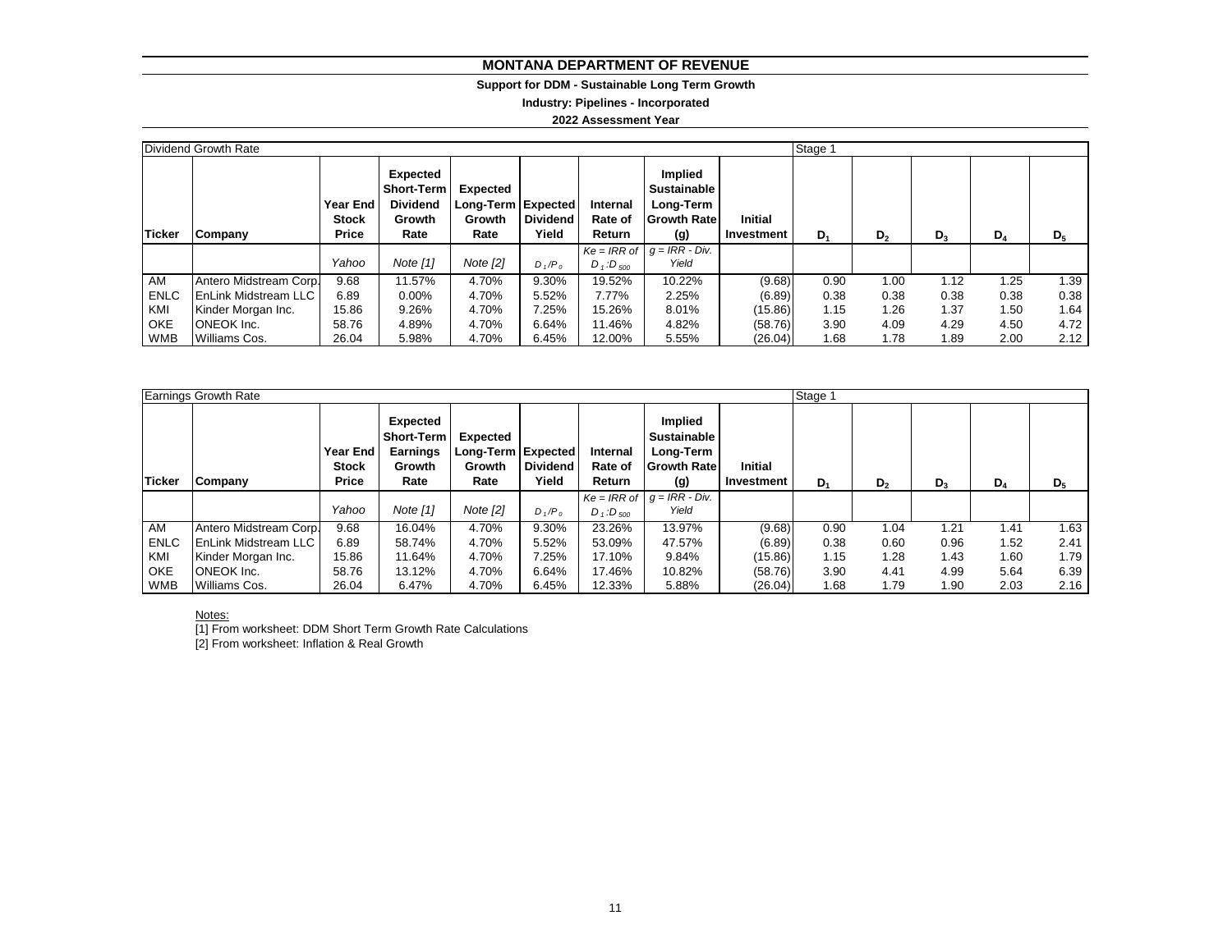# MONTANA DEPARTMENT OF REVENUE

## Support for DDM - Sustainable Long Term Growth

### Industry: Pipelines - Incorporated

### 2022 Assessment Year

| Dividend Growth Rate | | | | | | | | | Stage 1 | | | | |
|---|---|---|---|---|---|---|---|---|---|---|---|---|---|
| Ticker | Company | Year End Stock Price | Expected Short-Term Dividend Growth Rate | Expected Long-Term Growth Rate | Expected Dividend Yield | Internal Rate of Return | Implied Sustainable Long-Term Growth Rate (g) | Initial Investment | $D_1$ | $D_2$ | $D_3$ | $D_4$ | $D_5$ |
| | | *Yahoo* | *Note [1]* | *Note [2]* | $D_1/P_0$ | *Ke = IRR of* $D_1:D_{500}$ | *g = IRR - Div. Yield* | | | | | | |
| AM | Antero Midstream Corp. | 9.68 | 11.57% | 4.70% | 9.30% | 19.52% | 10.22% | (9.68) | 0.90 | 1.00 | 1.12 | 1.25 | 1.39 |
| ENLC | EnLink Midstream LLC | 6.89 | 0.00% | 4.70% | 5.52% | 7.77% | 2.25% | (6.89) | 0.38 | 0.38 | 0.38 | 0.38 | 0.38 |
| KMI | Kinder Morgan Inc. | 15.86 | 9.26% | 4.70% | 7.25% | 15.26% | 8.01% | (15.86) | 1.15 | 1.26 | 1.37 | 1.50 | 1.64 |
| OKE | ONEOK Inc. | 58.76 | 4.89% | 4.70% | 6.64% | 11.46% | 4.82% | (58.76) | 3.90 | 4.09 | 4.29 | 4.50 | 4.72 |
| WMB | Williams Cos. | 26.04 | 5.98% | 4.70% | 6.45% | 12.00% | 5.55% | (26.04) | 1.68 | 1.78 | 1.89 | 2.00 | 2.12 |

| Earnings Growth Rate | | | | | | | | | Stage 1 | | | | |
|---|---|---|---|---|---|---|---|---|---|---|---|---|---|
| Ticker | Company | Year End Stock Price | Expected Short-Term Earnings Growth Rate | Expected Long-Term Growth Rate | Expected Dividend Yield | Internal Rate of Return | Implied Sustainable Long-Term Growth Rate (g) | Initial Investment | $D_1$ | $D_2$ | $D_3$ | $D_4$ | $D_5$ |
| | | *Yahoo* | *Note [1]* | *Note [2]* | $D_1/P_0$ | *Ke = IRR of* $D_1:D_{500}$ | *g = IRR - Div. Yield* | | | | | | |
| AM | Antero Midstream Corp. | 9.68 | 16.04% | 4.70% | 9.30% | 23.26% | 13.97% | (9.68) | 0.90 | 1.04 | 1.21 | 1.41 | 1.63 |
| ENLC | EnLink Midstream LLC | 6.89 | 58.74% | 4.70% | 5.52% | 53.09% | 47.57% | (6.89) | 0.38 | 0.60 | 0.96 | 1.52 | 2.41 |
| KMI | Kinder Morgan Inc. | 15.86 | 11.64% | 4.70% | 7.25% | 17.10% | 9.84% | (15.86) | 1.15 | 1.28 | 1.43 | 1.60 | 1.79 |
| OKE | ONEOK Inc. | 58.76 | 13.12% | 4.70% | 6.64% | 17.46% | 10.82% | (58.76) | 3.90 | 4.41 | 4.99 | 5.64 | 6.39 |
| WMB | Williams Cos. | 26.04 | 6.47% | 4.70% | 6.45% | 12.33% | 5.88% | (26.04) | 1.68 | 1.79 | 1.90 | 2.03 | 2.16 |

Notes:

[1] From worksheet: DDM Short Term Growth Rate Calculations

[2] From worksheet: Inflation & Real Growth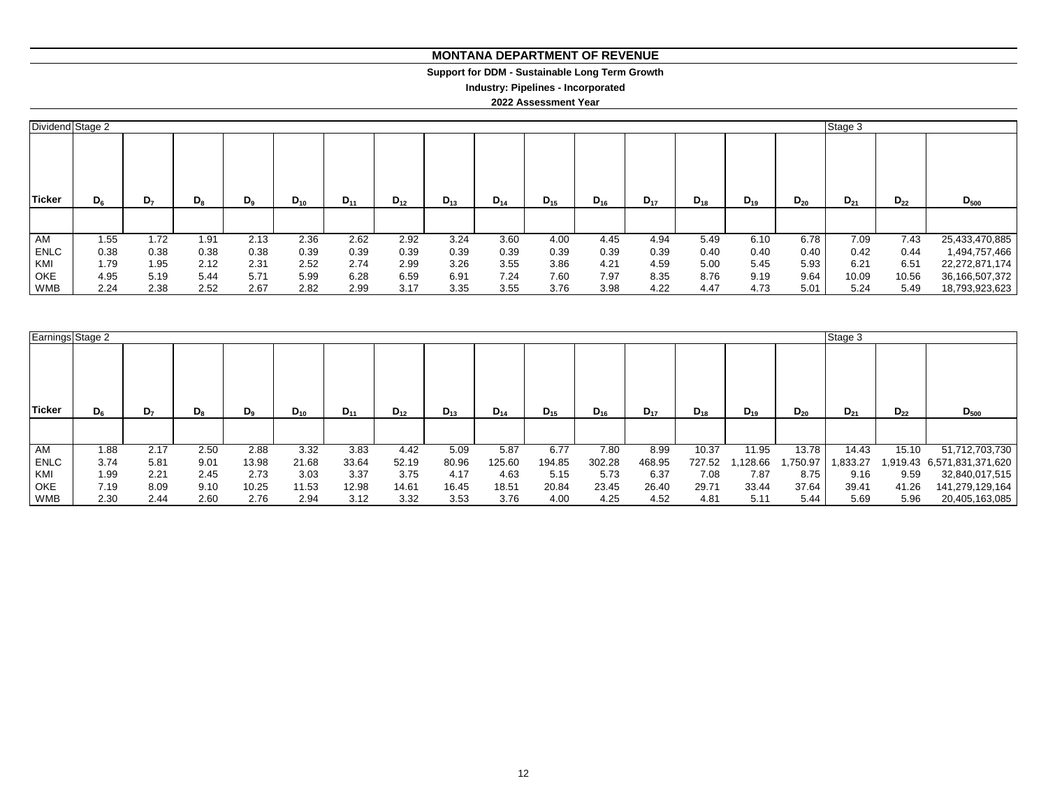# MONTANA DEPARTMENT OF REVENUE

**Support for DDM - Sustainable Long Term Growth**

**Industry: Pipelines - Incorporated**

**2022 Assessment Year**

| Dividend | Stage 2 | | | | | | | | | | | | | | Stage 3 | | |
|---|---|---|---|---|---|---|---|---|---|---|---|---|---|---|---|---|---|
| **Ticker** | $D_6$ | $D_7$ | $D_8$ | $D_9$ | $D_{10}$ | $D_{11}$ | $D_{12}$ | $D_{13}$ | $D_{14}$ | $D_{15}$ | $D_{16}$ | $D_{17}$ | $D_{18}$ | $D_{19}$ | $D_{20}$ | $D_{21}$ | $D_{22}$ | $D_{500}$ |
| AM | 1.55 | 1.72 | 1.91 | 2.13 | 2.36 | 2.62 | 2.92 | 3.24 | 3.60 | 4.00 | 4.45 | 4.94 | 5.49 | 6.10 | 6.78 | 7.09 | 7.43 | 25,433,470,885 |
| ENLC | 0.38 | 0.38 | 0.38 | 0.38 | 0.39 | 0.39 | 0.39 | 0.39 | 0.39 | 0.39 | 0.39 | 0.39 | 0.40 | 0.40 | 0.40 | 0.42 | 0.44 | 1,494,757,466 |
| KMI | 1.79 | 1.95 | 2.12 | 2.31 | 2.52 | 2.74 | 2.99 | 3.26 | 3.55 | 3.86 | 4.21 | 4.59 | 5.00 | 5.45 | 5.93 | 6.21 | 6.51 | 22,272,871,174 |
| OKE | 4.95 | 5.19 | 5.44 | 5.71 | 5.99 | 6.28 | 6.59 | 6.91 | 7.24 | 7.60 | 7.97 | 8.35 | 8.76 | 9.19 | 9.64 | 10.09 | 10.56 | 36,166,507,372 |
| WMB | 2.24 | 2.38 | 2.52 | 2.67 | 2.82 | 2.99 | 3.17 | 3.35 | 3.55 | 3.76 | 3.98 | 4.22 | 4.47 | 4.73 | 5.01 | 5.24 | 5.49 | 18,793,923,623 |

| Earnings | Stage 2 | | | | | | | | | | | | | | Stage 3 | | |
|---|---|---|---|---|---|---|---|---|---|---|---|---|---|---|---|---|---|
| **Ticker** | $D_6$ | $D_7$ | $D_8$ | $D_9$ | $D_{10}$ | $D_{11}$ | $D_{12}$ | $D_{13}$ | $D_{14}$ | $D_{15}$ | $D_{16}$ | $D_{17}$ | $D_{18}$ | $D_{19}$ | $D_{20}$ | $D_{21}$ | $D_{22}$ | $D_{500}$ |
| AM | 1.88 | 2.17 | 2.50 | 2.88 | 3.32 | 3.83 | 4.42 | 5.09 | 5.87 | 6.77 | 7.80 | 8.99 | 10.37 | 11.95 | 13.78 | 14.43 | 15.10 | 51,712,703,730 |
| ENLC | 3.74 | 5.81 | 9.01 | 13.98 | 21.68 | 33.64 | 52.19 | 80.96 | 125.60 | 194.85 | 302.28 | 468.95 | 727.52 | 1,128.66 | 1,750.97 | 1,833.27 | 1,919.43 | 6,571,831,371,620 |
| KMI | 1.99 | 2.21 | 2.45 | 2.73 | 3.03 | 3.37 | 3.75 | 4.17 | 4.63 | 5.15 | 5.73 | 6.37 | 7.08 | 7.87 | 8.75 | 9.16 | 9.59 | 32,840,017,515 |
| OKE | 7.19 | 8.09 | 9.10 | 10.25 | 11.53 | 12.98 | 14.61 | 16.45 | 18.51 | 20.84 | 23.45 | 26.40 | 29.71 | 33.44 | 37.64 | 39.41 | 41.26 | 141,279,129,164 |
| WMB | 2.30 | 2.44 | 2.60 | 2.76 | 2.94 | 3.12 | 3.32 | 3.53 | 3.76 | 4.00 | 4.25 | 4.52 | 4.81 | 5.11 | 5.44 | 5.69 | 5.96 | 20,405,163,085 |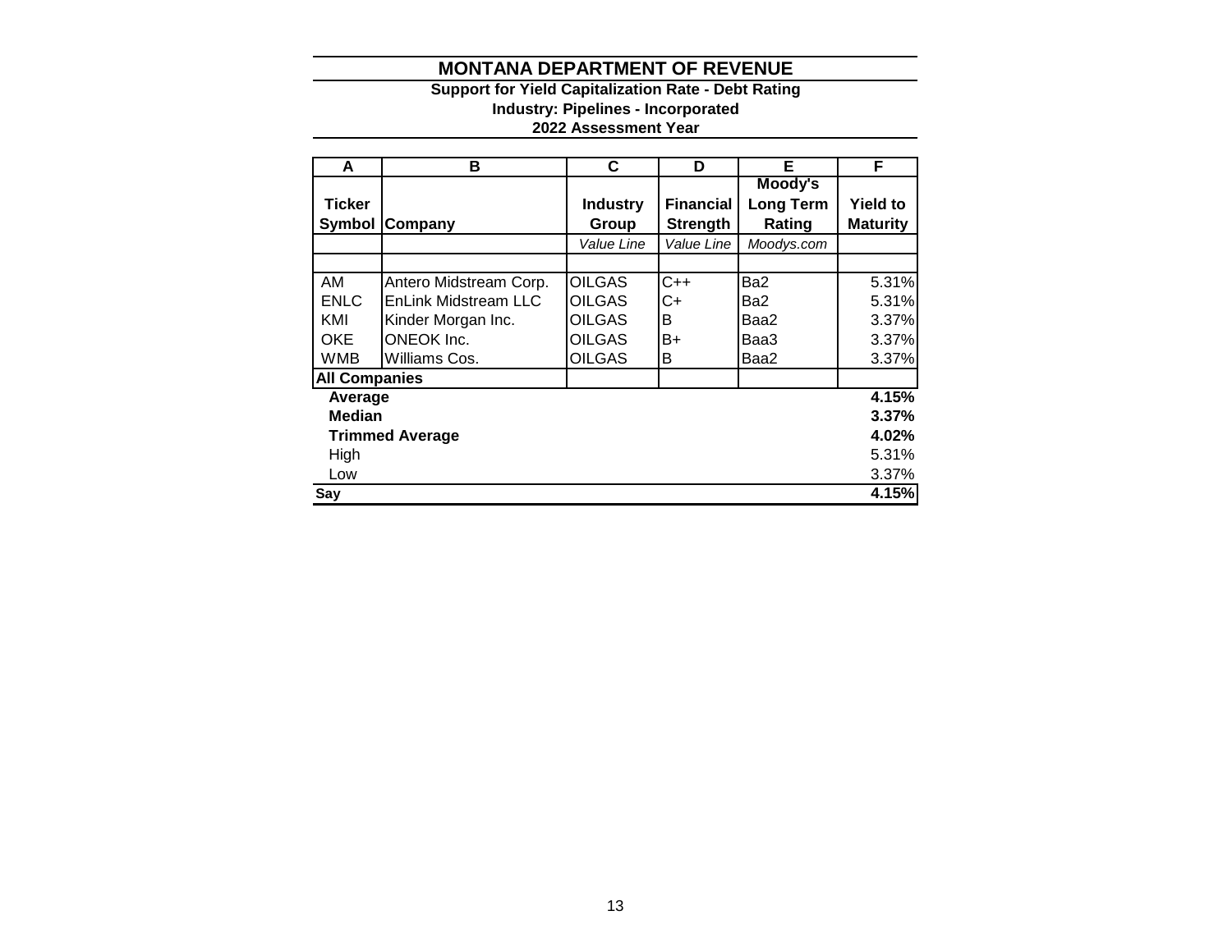# MONTANA DEPARTMENT OF REVENUE

**Support for Yield Capitalization Rate - Debt Rating**
**Industry: Pipelines - Incorporated**
**2022 Assessment Year**

| A | B | C | D | E | F |
|---|---|---|---|---|---|
| **Ticker Symbol** | **Company** | **Industry Group** | **Financial Strength** | **Moody's Long Term Rating** | **Yield to Maturity** |
| | | *Value Line* | *Value Line* | *Moodys.com* | |
| | | | | | |
| AM | Antero Midstream Corp. | OILGAS | C++ | Ba2 | 5.31% |
| ENLC | EnLink Midstream LLC | OILGAS | C+ | Ba2 | 5.31% |
| KMI | Kinder Morgan Inc. | OILGAS | B | Baa2 | 3.37% |
| OKE | ONEOK Inc. | OILGAS | B+ | Baa3 | 3.37% |
| WMB | Williams Cos. | OILGAS | B | Baa2 | 3.37% |
| **All Companies** | | | | | |
| **Average** | | | | | **4.15%** |
| **Median** | | | | | **3.37%** |
| **Trimmed Average** | | | | | **4.02%** |
| High | | | | | 5.31% |
| Low | | | | | 3.37% |
| **Say** | | | | | **4.15%** |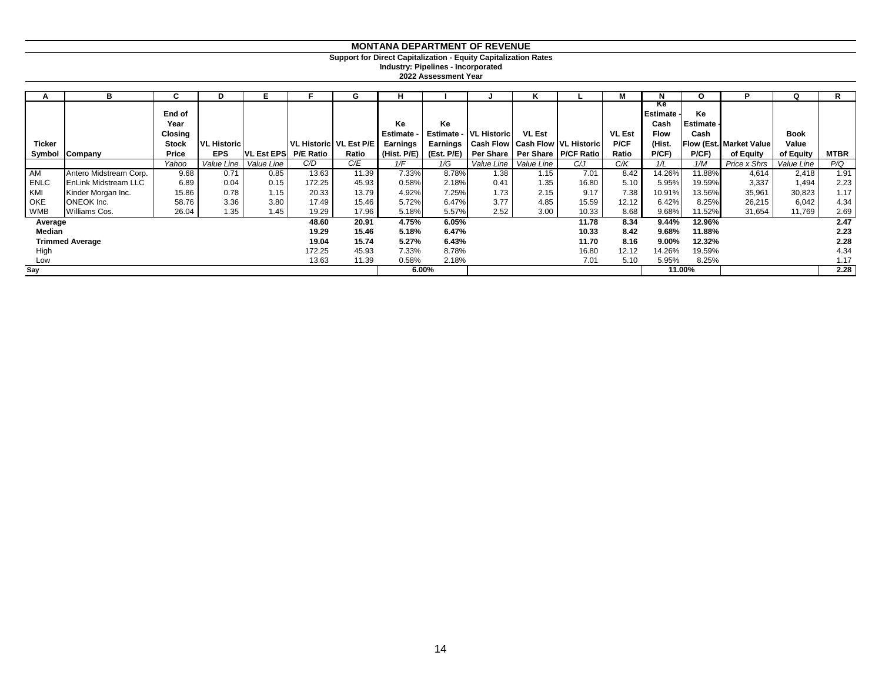# MONTANA DEPARTMENT OF REVENUE

**Support for Direct Capitalization - Equity Capitalization Rates**
**Industry: Pipelines - Incorporated**
**2022 Assessment Year**

| A | B | C | D | E | F | G | H | I | J | K | L | M | N | O | P | Q | R |
|---|---|---|---|---|---|---|---|---|---|---|---|---|---|---|---|---|---|
| Ticker Symbol | Company | End of Year Closing Stock Price | VL Historic EPS | VL Est EPS | VL Historic P/E Ratio | VL Est P/E Ratio | Ke Estimate - Earnings (Hist. P/E) | Ke Estimate - Earnings (Est. P/E) | VL Historic Cash Flow Per Share | VL Est Cash Flow Per Share | VL Historic P/CF Ratio | VL Est P/CF Ratio | Ke Estimate - Cash Flow (Hist. P/CF) | Ke Estimate - Cash Flow (Est. P/CF) | Market Value of Equity | Book Value of Equity | MTBR |
| | | *Yahoo* | *Value Line* | *Value Line* | *C/D* | *C/E* | *1/F* | *1/G* | *Value Line* | *Value Line* | *C/J* | *C/K* | *1/L* | *1/M* | *Price x Shrs* | *Value Line* | *P/Q* |
| AM | Antero Midstream Corp. | 9.68 | 0.71 | 0.85 | 13.63 | 11.39 | 7.33% | 8.78% | 1.38 | 1.15 | 7.01 | 8.42 | 14.26% | 11.88% | 4,614 | 2,418 | 1.91 |
| ENLC | EnLink Midstream LLC | 6.89 | 0.04 | 0.15 | 172.25 | 45.93 | 0.58% | 2.18% | 0.41 | 1.35 | 16.80 | 5.10 | 5.95% | 19.59% | 3,337 | 1,494 | 2.23 |
| KMI | Kinder Morgan Inc. | 15.86 | 0.78 | 1.15 | 20.33 | 13.79 | 4.92% | 7.25% | 1.73 | 2.15 | 9.17 | 7.38 | 10.91% | 13.56% | 35,961 | 30,823 | 1.17 |
| OKE | ONEOK Inc. | 58.76 | 3.36 | 3.80 | 17.49 | 15.46 | 5.72% | 6.47% | 3.77 | 4.85 | 15.59 | 12.12 | 6.42% | 8.25% | 26,215 | 6,042 | 4.34 |
| WMB | Williams Cos. | 26.04 | 1.35 | 1.45 | 19.29 | 17.96 | 5.18% | 5.57% | 2.52 | 3.00 | 10.33 | 8.68 | 9.68% | 11.52% | 31,654 | 11,769 | 2.69 |
| **Average** | | | | | **48.60** | **20.91** | **4.75%** | **6.05%** | | | **11.78** | **8.34** | **9.44%** | **12.96%** | | | **2.47** |
| **Median** | | | | | **19.29** | **15.46** | **5.18%** | **6.47%** | | | **10.33** | **8.42** | **9.68%** | **11.88%** | | | **2.23** |
| **Trimmed Average** | | | | | **19.04** | **15.74** | **5.27%** | **6.43%** | | | **11.70** | **8.16** | **9.00%** | **12.32%** | | | **2.28** |
| High | | | | | 172.25 | 45.93 | 7.33% | 8.78% | | | 16.80 | 12.12 | 14.26% | 19.59% | | | 4.34 |
| Low | | | | | 13.63 | 11.39 | 0.58% | 2.18% | | | 7.01 | 5.10 | 5.95% | 8.25% | | | 1.17 |
| **Say** | | | | | | | **6.00%** | | | | | | **11.00%** | | | | **2.28** |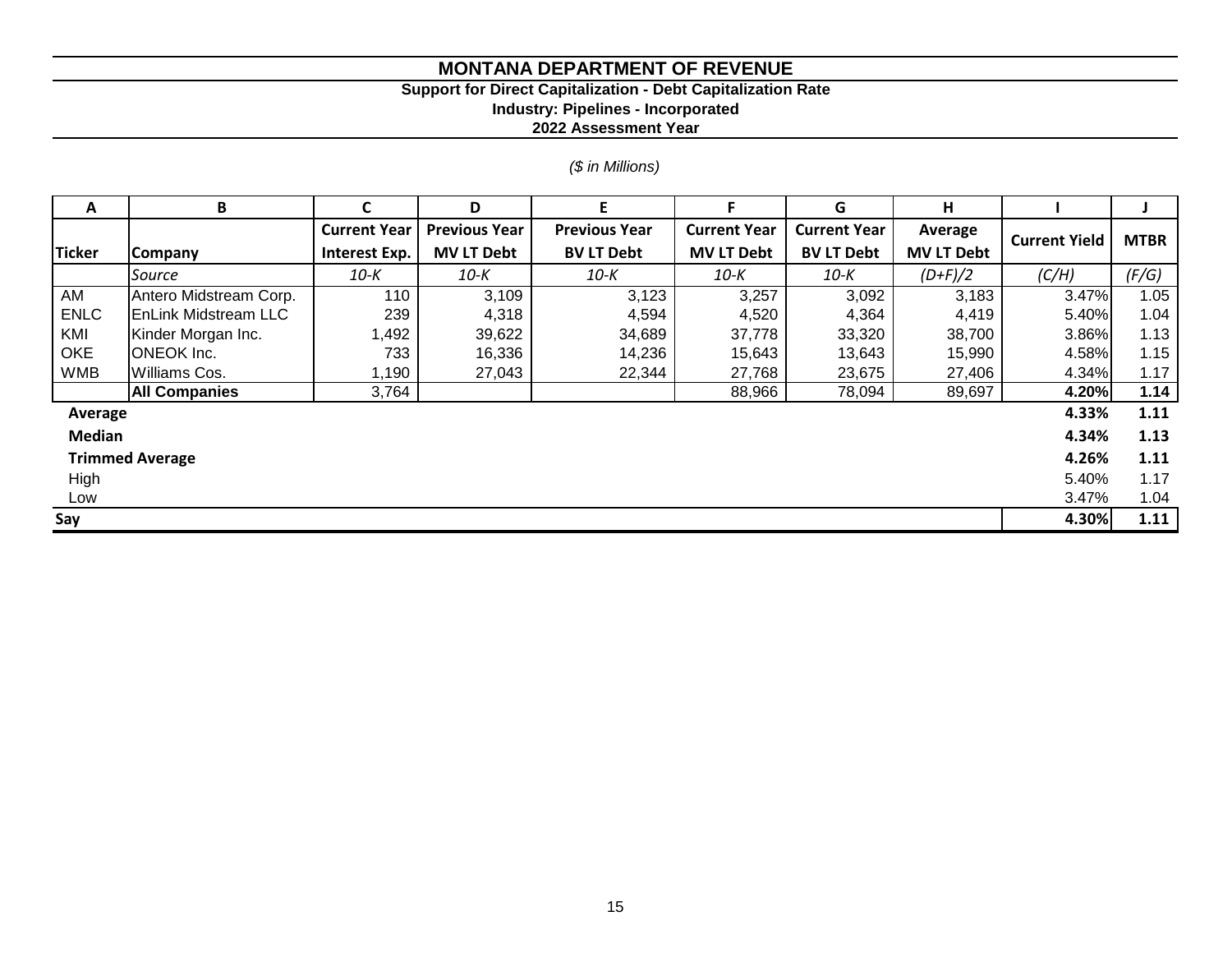# MONTANA DEPARTMENT OF REVENUE

### Support for Direct Capitalization - Debt Capitalization Rate

### Industry: Pipelines - Incorporated

### 2022 Assessment Year

*($ in Millions)*

| A | B | C | D | E | F | G | H | I | J |
|---|---|---|---|---|---|---|---|---|---|
| **Ticker** | **Company** | **Current Year Interest Exp.** | **Previous Year MV LT Debt** | **Previous Year BV LT Debt** | **Current Year MV LT Debt** | **Current Year BV LT Debt** | **Average MV LT Debt** | **Current Yield** | **MTBR** |
| | *Source* | *10-K* | *10-K* | *10-K* | *10-K* | *10-K* | *(D+F)/2* | *(C/H)* | *(F/G)* |
| AM | Antero Midstream Corp. | 110 | 3,109 | 3,123 | 3,257 | 3,092 | 3,183 | 3.47% | 1.05 |
| ENLC | EnLink Midstream LLC | 239 | 4,318 | 4,594 | 4,520 | 4,364 | 4,419 | 5.40% | 1.04 |
| KMI | Kinder Morgan Inc. | 1,492 | 39,622 | 34,689 | 37,778 | 33,320 | 38,700 | 3.86% | 1.13 |
| OKE | ONEOK Inc. | 733 | 16,336 | 14,236 | 15,643 | 13,643 | 15,990 | 4.58% | 1.15 |
| WMB | Williams Cos. | 1,190 | 27,043 | 22,344 | 27,768 | 23,675 | 27,406 | 4.34% | 1.17 |
| | **All Companies** | 3,764 | | | 88,966 | 78,094 | 89,697 | **4.20%** | **1.14** |
| **Average** | | | | | | | | **4.33%** | **1.11** |
| **Median** | | | | | | | | **4.34%** | **1.13** |
| **Trimmed Average** | | | | | | | | **4.26%** | **1.11** |
| High | | | | | | | | 5.40% | 1.17 |
| Low | | | | | | | | 3.47% | 1.04 |
| **Say** | | | | | | | | **4.30%** | **1.11** |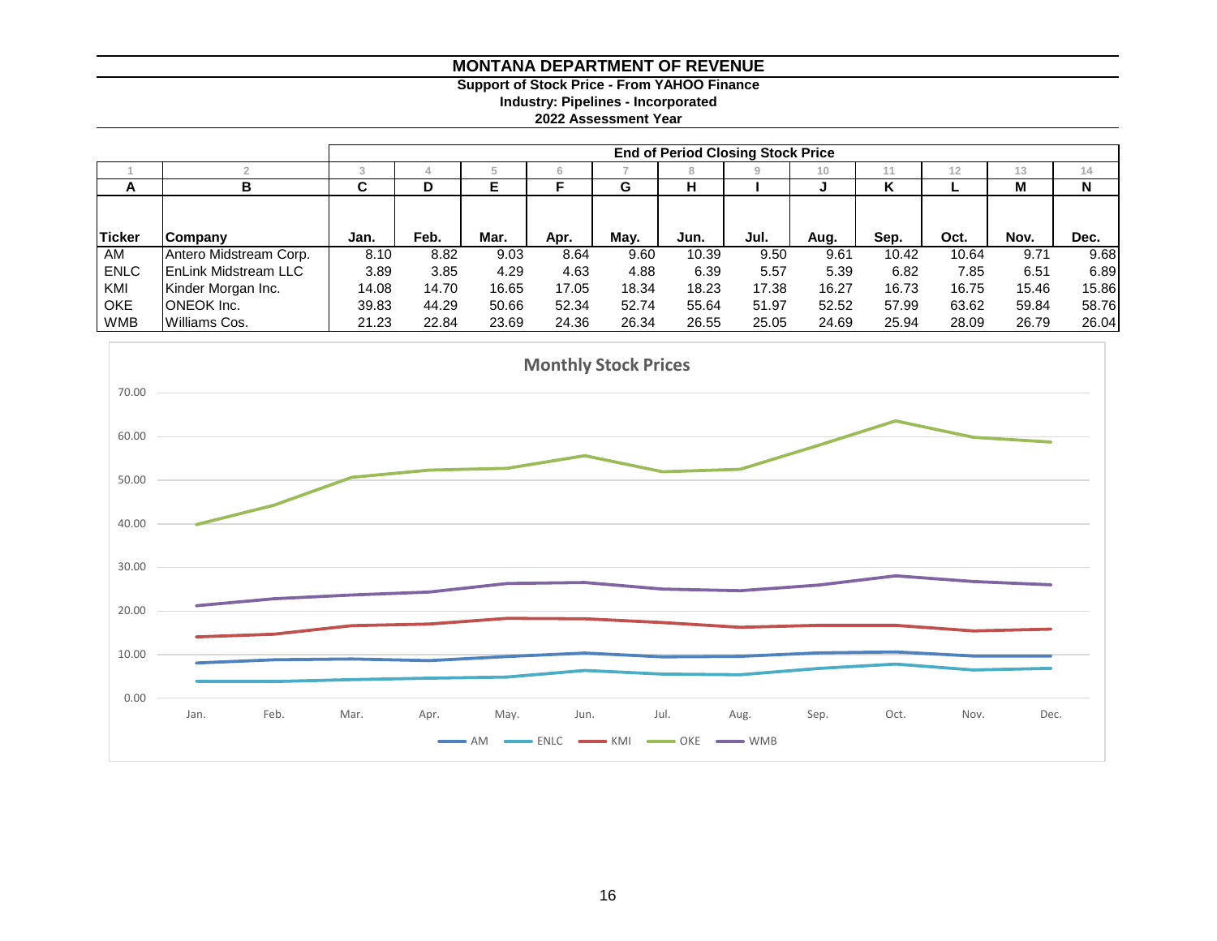# MONTANA DEPARTMENT OF REVENUE

**Support of Stock Price - From YAHOO Finance**
**Industry: Pipelines - Incorporated**
**2022 Assessment Year**

| | | End of Period Closing Stock Price | | | | | | | | | | | |
|---|---|---|---|---|---|---|---|---|---|---|---|---|---|
| 1 | 2 | 3 | 4 | 5 | 6 | 7 | 8 | 9 | 10 | 11 | 12 | 13 | 14 |
| A | B | C | D | E | F | G | H | I | J | K | L | M | N |
| Ticker | Company | Jan. | Feb. | Mar. | Apr. | May. | Jun. | Jul. | Aug. | Sep. | Oct. | Nov. | Dec. |
| AM | Antero Midstream Corp. | 8.10 | 8.82 | 9.03 | 8.64 | 9.60 | 10.39 | 9.50 | 9.61 | 10.42 | 10.64 | 9.71 | 9.68 |
| ENLC | EnLink Midstream LLC | 3.89 | 3.85 | 4.29 | 4.63 | 4.88 | 6.39 | 5.57 | 5.39 | 6.82 | 7.85 | 6.51 | 6.89 |
| KMI | Kinder Morgan Inc. | 14.08 | 14.70 | 16.65 | 17.05 | 18.34 | 18.23 | 17.38 | 16.27 | 16.73 | 16.75 | 15.46 | 15.86 |
| OKE | ONEOK Inc. | 39.83 | 44.29 | 50.66 | 52.34 | 52.74 | 55.64 | 51.97 | 52.52 | 57.99 | 63.62 | 59.84 | 58.76 |
| WMB | Williams Cos. | 21.23 | 22.84 | 23.69 | 24.36 | 26.34 | 26.55 | 25.05 | 24.69 | 25.94 | 28.09 | 26.79 | 26.04 |

**Monthly Stock Prices**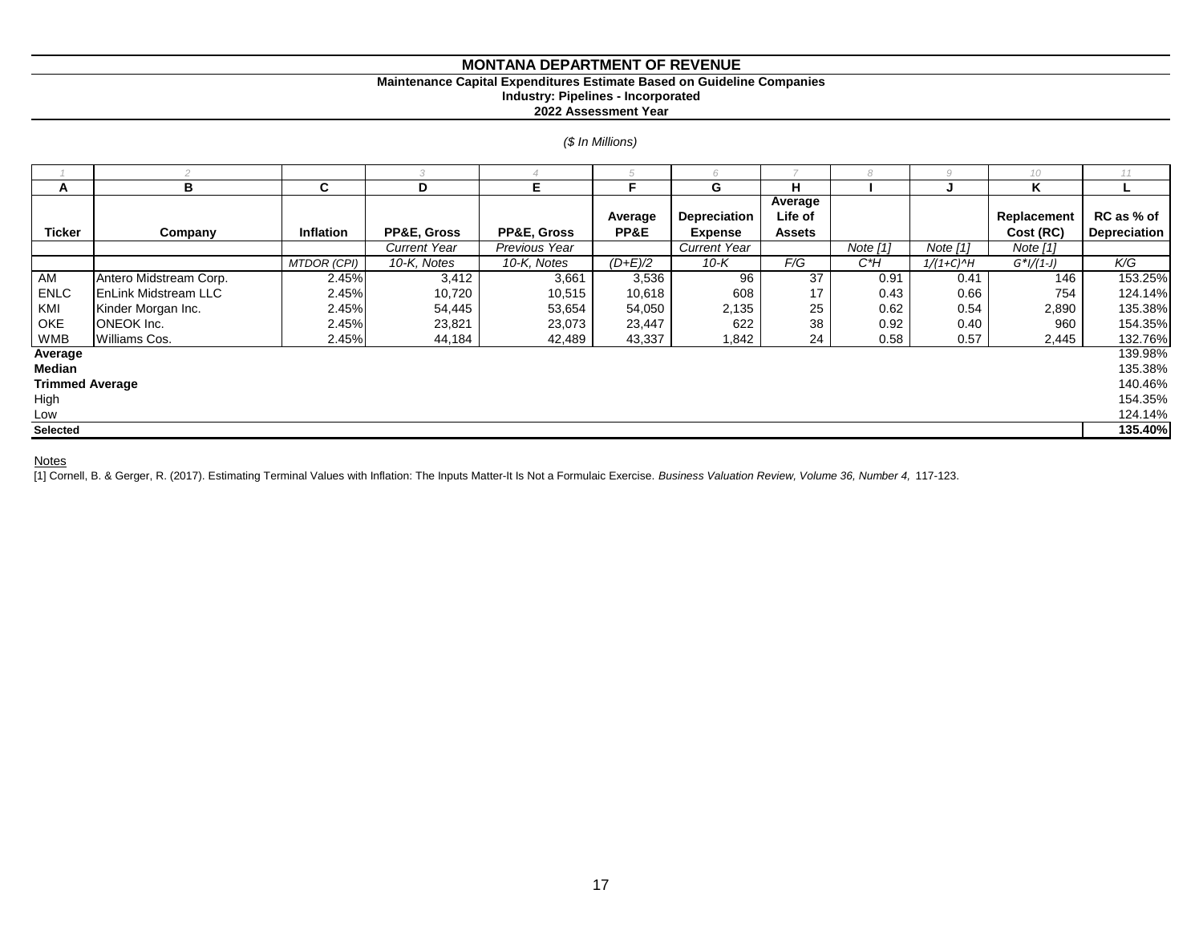# MONTANA DEPARTMENT OF REVENUE

**Maintenance Capital Expenditures Estimate Based on Guideline Companies**
**Industry: Pipelines - Incorporated**
**2022 Assessment Year**

*($ In Millions)*

| *1* | *2* | | *3* | *4* | *5* | *6* | *7* | *8* | *9* | *10* | *11* |
|---|---|---|---|---|---|---|---|---|---|---|---|
| **A** | **B** | **C** | **D** | **E** | **F** | **G** | **H** | **I** | **J** | **K** | **L** |
| **Ticker** | **Company** | **Inflation** | **PP&E, Gross** | **PP&E, Gross** | **Average PP&E** | **Depreciation Expense** | **Average Life of Assets** | | | **Replacement Cost (RC)** | **RC as % of Depreciation** |
| | | | *Current Year* | *Previous Year* | | *Current Year* | | *Note [1]* | *Note [1]* | *Note [1]* | |
| | | *MTDOR (CPI)* | *10-K, Notes* | *10-K, Notes* | *(D+E)/2* | *10-K* | *F/G* | *C*H* | *1/(1+C)^H* | *G*I/(1-J)* | *K/G* |
| AM | Antero Midstream Corp. | 2.45% | 3,412 | 3,661 | 3,536 | 96 | 37 | 0.91 | 0.41 | 146 | 153.25% |
| ENLC | EnLink Midstream LLC | 2.45% | 10,720 | 10,515 | 10,618 | 608 | 17 | 0.43 | 0.66 | 754 | 124.14% |
| KMI | Kinder Morgan Inc. | 2.45% | 54,445 | 53,654 | 54,050 | 2,135 | 25 | 0.62 | 0.54 | 2,890 | 135.38% |
| OKE | ONEOK Inc. | 2.45% | 23,821 | 23,073 | 23,447 | 622 | 38 | 0.92 | 0.40 | 960 | 154.35% |
| WMB | Williams Cos. | 2.45% | 44,184 | 42,489 | 43,337 | 1,842 | 24 | 0.58 | 0.57 | 2,445 | 132.76% |
| **Average** | | | | | | | | | | | 139.98% |
| **Median** | | | | | | | | | | | 135.38% |
| **Trimmed Average** | | | | | | | | | | | 140.46% |
| High | | | | | | | | | | | 154.35% |
| Low | | | | | | | | | | | 124.14% |
| **Selected** | | | | | | | | | | | **135.40%** |

Notes

[1] Cornell, B. & Gerger, R. (2017). Estimating Terminal Values with Inflation: The Inputs Matter-It Is Not a Formulaic Exercise. *Business Valuation Review, Volume 36, Number 4,* 117-123.